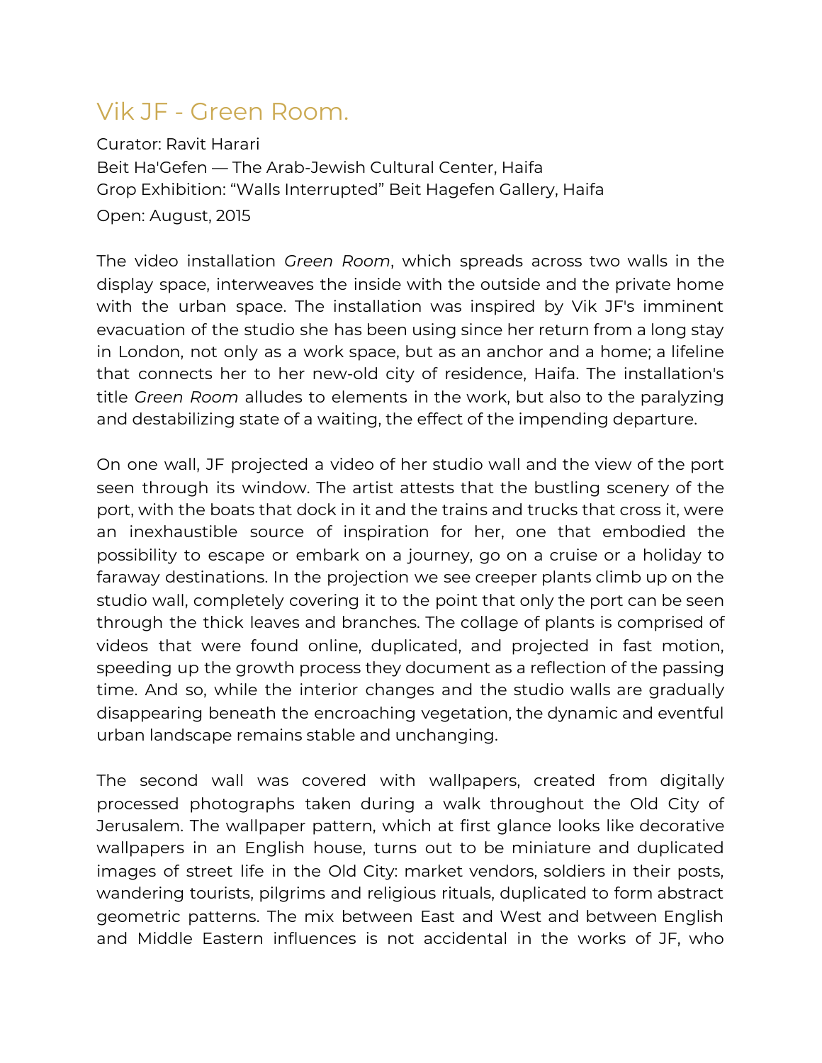# Vik JF - Green Room.

Curator: Ravit Harari
Beit Ha'Gefen — The Arab-Jewish Cultural Center, Haifa
Grop Exhibition: "Walls Interrupted" Beit Hagefen Gallery, Haifa
Open: August, 2015

The video installation *Green Room*, which spreads across two walls in the display space, interweaves the inside with the outside and the private home with the urban space. The installation was inspired by Vik JF's imminent evacuation of the studio she has been using since her return from a long stay in London, not only as a work space, but as an anchor and a home; a lifeline that connects her to her new-old city of residence, Haifa. The installation's title *Green Room* alludes to elements in the work, but also to the paralyzing and destabilizing state of a waiting, the effect of the impending departure.

On one wall, JF projected a video of her studio wall and the view of the port seen through its window. The artist attests that the bustling scenery of the port, with the boats that dock in it and the trains and trucks that cross it, were an inexhaustible source of inspiration for her, one that embodied the possibility to escape or embark on a journey, go on a cruise or a holiday to faraway destinations. In the projection we see creeper plants climb up on the studio wall, completely covering it to the point that only the port can be seen through the thick leaves and branches. The collage of plants is comprised of videos that were found online, duplicated, and projected in fast motion, speeding up the growth process they document as a reflection of the passing time. And so, while the interior changes and the studio walls are gradually disappearing beneath the encroaching vegetation, the dynamic and eventful urban landscape remains stable and unchanging.

The second wall was covered with wallpapers, created from digitally processed photographs taken during a walk throughout the Old City of Jerusalem. The wallpaper pattern, which at first glance looks like decorative wallpapers in an English house, turns out to be miniature and duplicated images of street life in the Old City: market vendors, soldiers in their posts, wandering tourists, pilgrims and religious rituals, duplicated to form abstract geometric patterns. The mix between East and West and between English and Middle Eastern influences is not accidental in the works of JF, who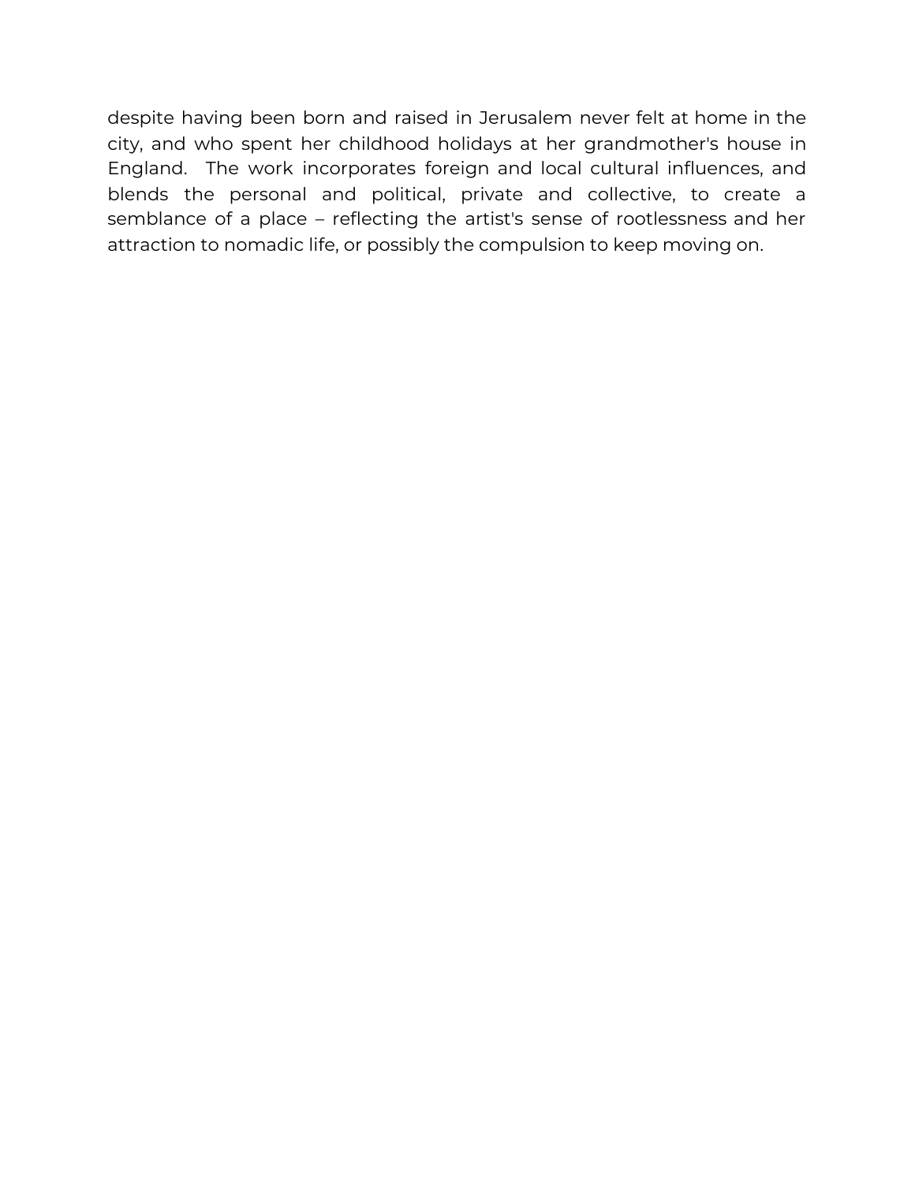despite having been born and raised in Jerusalem never felt at home in the city, and who spent her childhood holidays at her grandmother's house in England. The work incorporates foreign and local cultural influences, and blends the personal and political, private and collective, to create a semblance of a place – reflecting the artist's sense of rootlessness and her attraction to nomadic life, or possibly the compulsion to keep moving on.